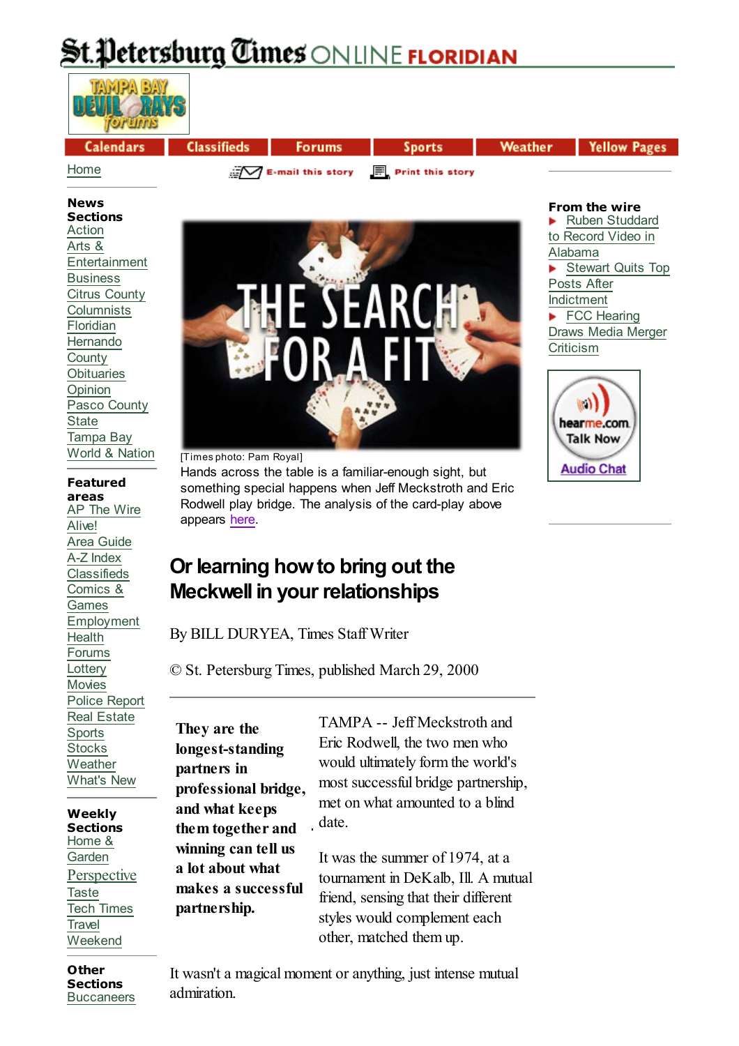# St. Petersburg Times ONLINE FLORIDIAN

Calendars | Classifieds | Forums | Sports | Weather | Yellow Pages

Home

E-mail this story | Print this story

**News Sections**
Action
Arts & Entertainment
Business
Citrus County
Columnists
Floridian
Hernando County
Obituaries
Opinion
Pasco County
State
Tampa Bay
World & Nation

**Featured areas**
AP The Wire
Alive!
Area Guide
A-Z Index
Classifieds
Comics & Games
Employment
Health
Forums
Lottery
Movies
Police Report
Real Estate
Sports
Stocks
Weather
What's New

**Weekly Sections**
Home & Garden
Perspective
Taste
Tech Times
Travel
Weekend

**Other Sections**
Buccaneers

**From the wire**
- Ruben Studdard to Record Video in Alabama
- Stewart Quits Top Posts After Indictment
- FCC Hearing Draws Media Merger Criticism

[Times photo: Pam Royal]
Hands across the table is a familiar-enough sight, but something special happens when Jeff Meckstroth and Eric Rodwell play bridge. The analysis of the card-play above appears here.

## Or learning how to bring out the Meckwell in your relationships

By BILL DURYEA, Times Staff Writer

© St. Petersburg Times, published March 29, 2000

---

**They are the longest-standing partners in professional bridge, and what keeps them together and winning can tell us a lot about what makes a successful partnership.**

TAMPA -- Jeff Meckstroth and Eric Rodwell, the two men who would ultimately form the world's most successful bridge partnership, met on what amounted to a blind date.

It was the summer of 1974, at a tournament in DeKalb, Ill. A mutual friend, sensing that their different styles would complement each other, matched them up.

It wasn't a magical moment or anything, just intense mutual admiration.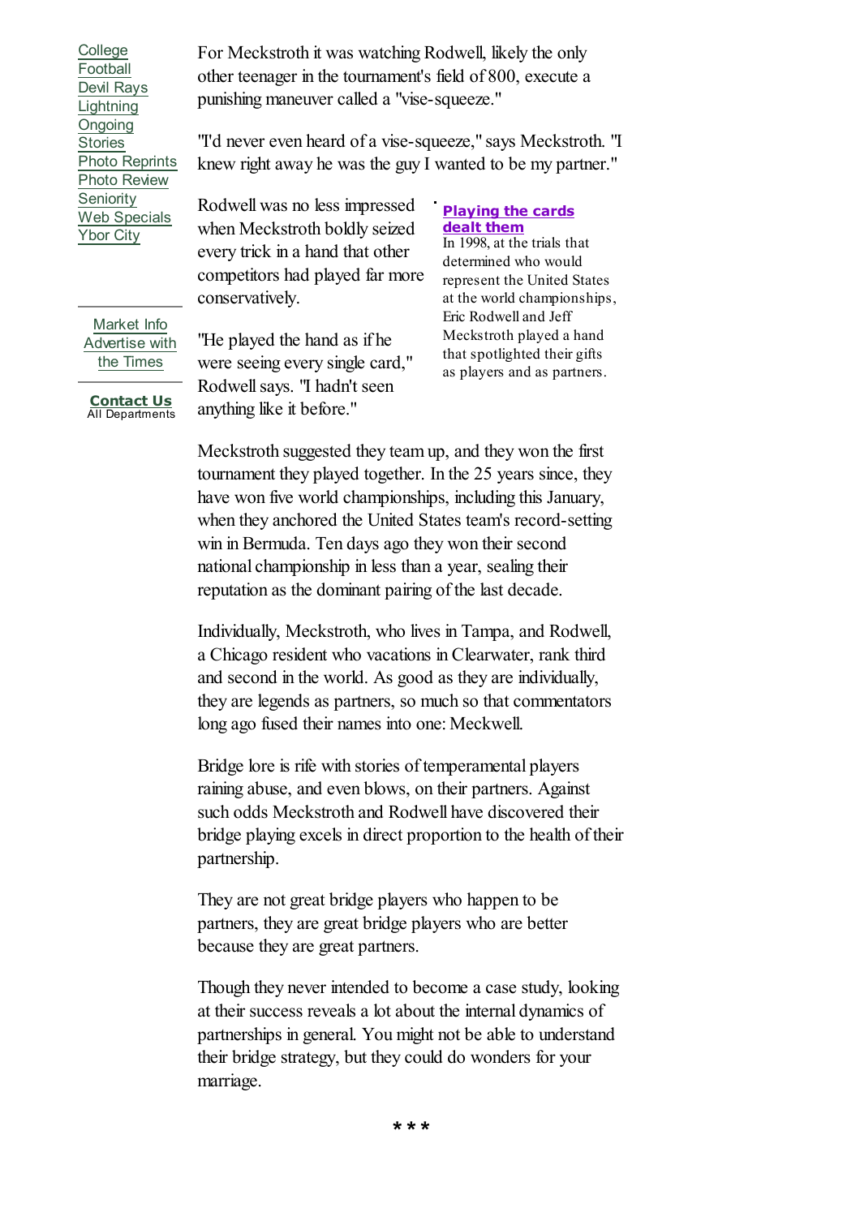For Meckstroth it was watching Rodwell, likely the only other teenager in the tournament's field of 800, execute a punishing maneuver called a "vise-squeeze."

"I'd never even heard of a vise-squeeze," says Meckstroth. "I knew right away he was the guy I wanted to be my partner."

Rodwell was no less impressed when Meckstroth boldly seized every trick in a hand that other competitors had played far more conservatively.

"He played the hand as if he were seeing every single card," Rodwell says. "I hadn't seen anything like it before."

**Playing the cards dealt them**
In 1998, at the trials that determined who would represent the United States at the world championships, Eric Rodwell and Jeff Meckstroth played a hand that spotlighted their gifts as players and as partners.

Meckstroth suggested they team up, and they won the first tournament they played together. In the 25 years since, they have won five world championships, including this January, when they anchored the United States team's record-setting win in Bermuda. Ten days ago they won their second national championship in less than a year, sealing their reputation as the dominant pairing of the last decade.

Individually, Meckstroth, who lives in Tampa, and Rodwell, a Chicago resident who vacations in Clearwater, rank third and second in the world. As good as they are individually, they are legends as partners, so much so that commentators long ago fused their names into one: Meckwell.

Bridge lore is rife with stories of temperamental players raining abuse, and even blows, on their partners. Against such odds Meckstroth and Rodwell have discovered their bridge playing excels in direct proportion to the health of their partnership.

They are not great bridge players who happen to be partners, they are great bridge players who are better because they are great partners.

Though they never intended to become a case study, looking at their success reveals a lot about the internal dynamics of partnerships in general. You might not be able to understand their bridge strategy, but they could do wonders for your marriage.

* * *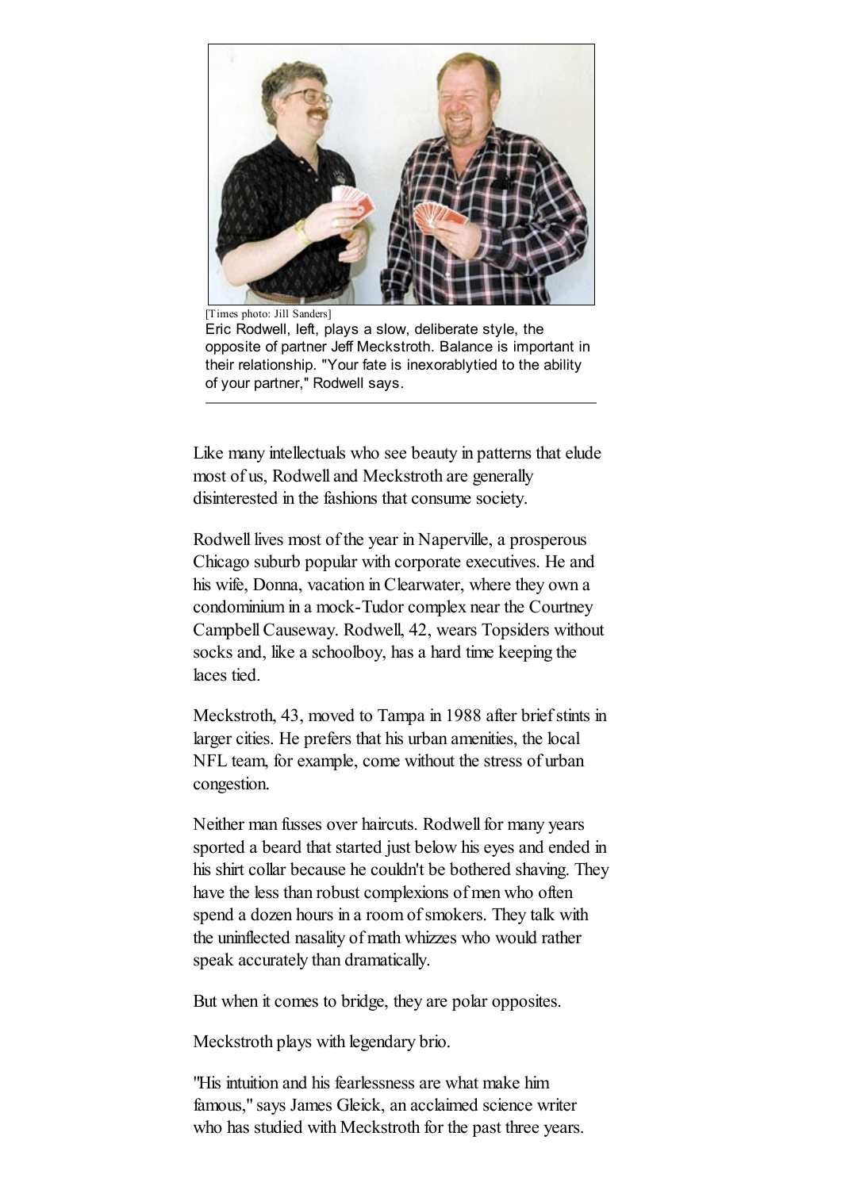[Times photo: Jill Sanders]

Eric Rodwell, left, plays a slow, deliberate style, the opposite of partner Jeff Meckstroth. Balance is important in their relationship. "Your fate is inexorablytied to the ability of your partner," Rodwell says.

---

Like many intellectuals who see beauty in patterns that elude most of us, Rodwell and Meckstroth are generally disinterested in the fashions that consume society.

Rodwell lives most of the year in Naperville, a prosperous Chicago suburb popular with corporate executives. He and his wife, Donna, vacation in Clearwater, where they own a condominium in a mock-Tudor complex near the Courtney Campbell Causeway. Rodwell, 42, wears Topsiders without socks and, like a schoolboy, has a hard time keeping the laces tied.

Meckstroth, 43, moved to Tampa in 1988 after brief stints in larger cities. He prefers that his urban amenities, the local NFL team, for example, come without the stress of urban congestion.

Neither man fusses over haircuts. Rodwell for many years sported a beard that started just below his eyes and ended in his shirt collar because he couldn't be bothered shaving. They have the less than robust complexions of men who often spend a dozen hours in a room of smokers. They talk with the uninflected nasality of math whizzes who would rather speak accurately than dramatically.

But when it comes to bridge, they are polar opposites.

Meckstroth plays with legendary brio.

"His intuition and his fearlessness are what make him famous," says James Gleick, an acclaimed science writer who has studied with Meckstroth for the past three years.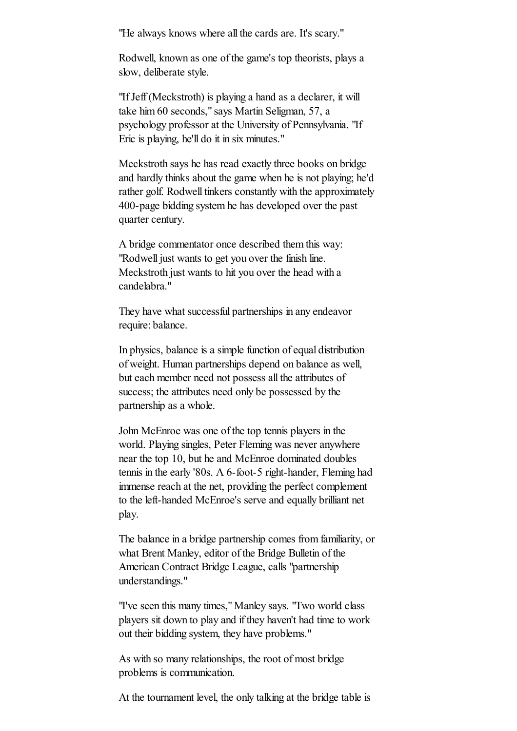"He always knows where all the cards are. It's scary."

Rodwell, known as one of the game's top theorists, plays a slow, deliberate style.

"If Jeff (Meckstroth) is playing a hand as a declarer, it will take him 60 seconds," says Martin Seligman, 57, a psychology professor at the University of Pennsylvania. "If Eric is playing, he'll do it in six minutes."

Meckstroth says he has read exactly three books on bridge and hardly thinks about the game when he is not playing; he'd rather golf. Rodwell tinkers constantly with the approximately 400-page bidding system he has developed over the past quarter century.

A bridge commentator once described them this way: "Rodwell just wants to get you over the finish line. Meckstroth just wants to hit you over the head with a candelabra."

They have what successful partnerships in any endeavor require: balance.

In physics, balance is a simple function of equal distribution of weight. Human partnerships depend on balance as well, but each member need not possess all the attributes of success; the attributes need only be possessed by the partnership as a whole.

John McEnroe was one of the top tennis players in the world. Playing singles, Peter Fleming was never anywhere near the top 10, but he and McEnroe dominated doubles tennis in the early '80s. A 6-foot-5 right-hander, Fleming had immense reach at the net, providing the perfect complement to the left-handed McEnroe's serve and equally brilliant net play.

The balance in a bridge partnership comes from familiarity, or what Brent Manley, editor of the Bridge Bulletin of the American Contract Bridge League, calls "partnership understandings."

"I've seen this many times," Manley says. "Two world class players sit down to play and if they haven't had time to work out their bidding system, they have problems."

As with so many relationships, the root of most bridge problems is communication.

At the tournament level, the only talking at the bridge table is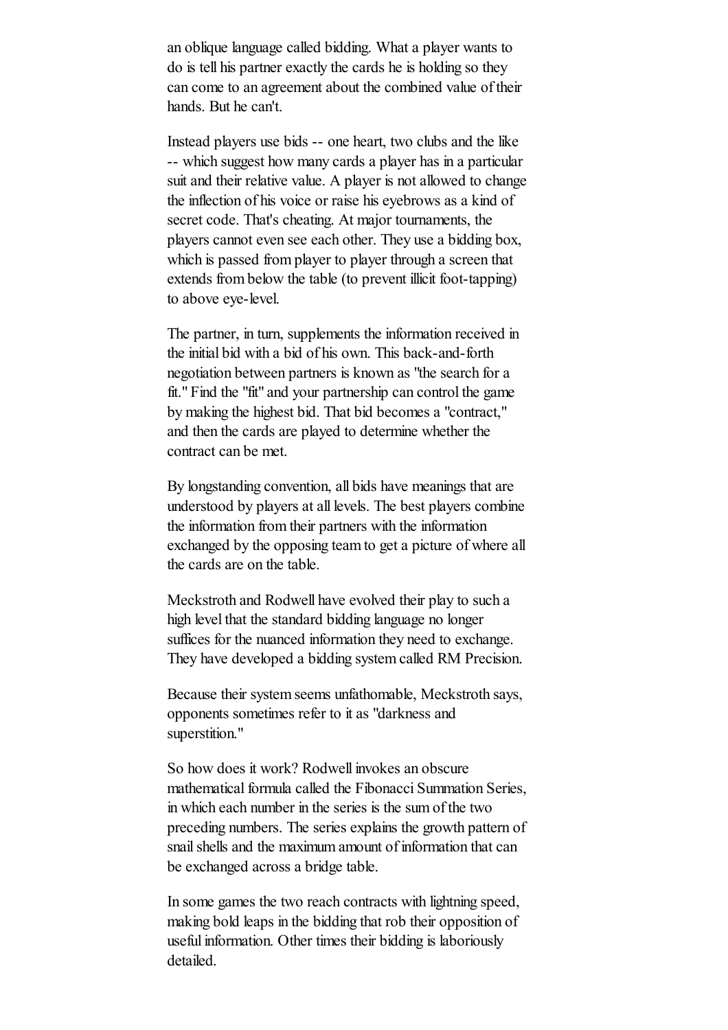an oblique language called bidding. What a player wants to do is tell his partner exactly the cards he is holding so they can come to an agreement about the combined value of their hands. But he can't.

Instead players use bids -- one heart, two clubs and the like -- which suggest how many cards a player has in a particular suit and their relative value. A player is not allowed to change the inflection of his voice or raise his eyebrows as a kind of secret code. That's cheating. At major tournaments, the players cannot even see each other. They use a bidding box, which is passed from player to player through a screen that extends from below the table (to prevent illicit foot-tapping) to above eye-level.

The partner, in turn, supplements the information received in the initial bid with a bid of his own. This back-and-forth negotiation between partners is known as "the search for a fit." Find the "fit" and your partnership can control the game by making the highest bid. That bid becomes a "contract," and then the cards are played to determine whether the contract can be met.

By longstanding convention, all bids have meanings that are understood by players at all levels. The best players combine the information from their partners with the information exchanged by the opposing team to get a picture of where all the cards are on the table.

Meckstroth and Rodwell have evolved their play to such a high level that the standard bidding language no longer suffices for the nuanced information they need to exchange. They have developed a bidding system called RM Precision.

Because their system seems unfathomable, Meckstroth says, opponents sometimes refer to it as "darkness and superstition."

So how does it work? Rodwell invokes an obscure mathematical formula called the Fibonacci Summation Series, in which each number in the series is the sum of the two preceding numbers. The series explains the growth pattern of snail shells and the maximum amount of information that can be exchanged across a bridge table.

In some games the two reach contracts with lightning speed, making bold leaps in the bidding that rob their opposition of useful information. Other times their bidding is laboriously detailed.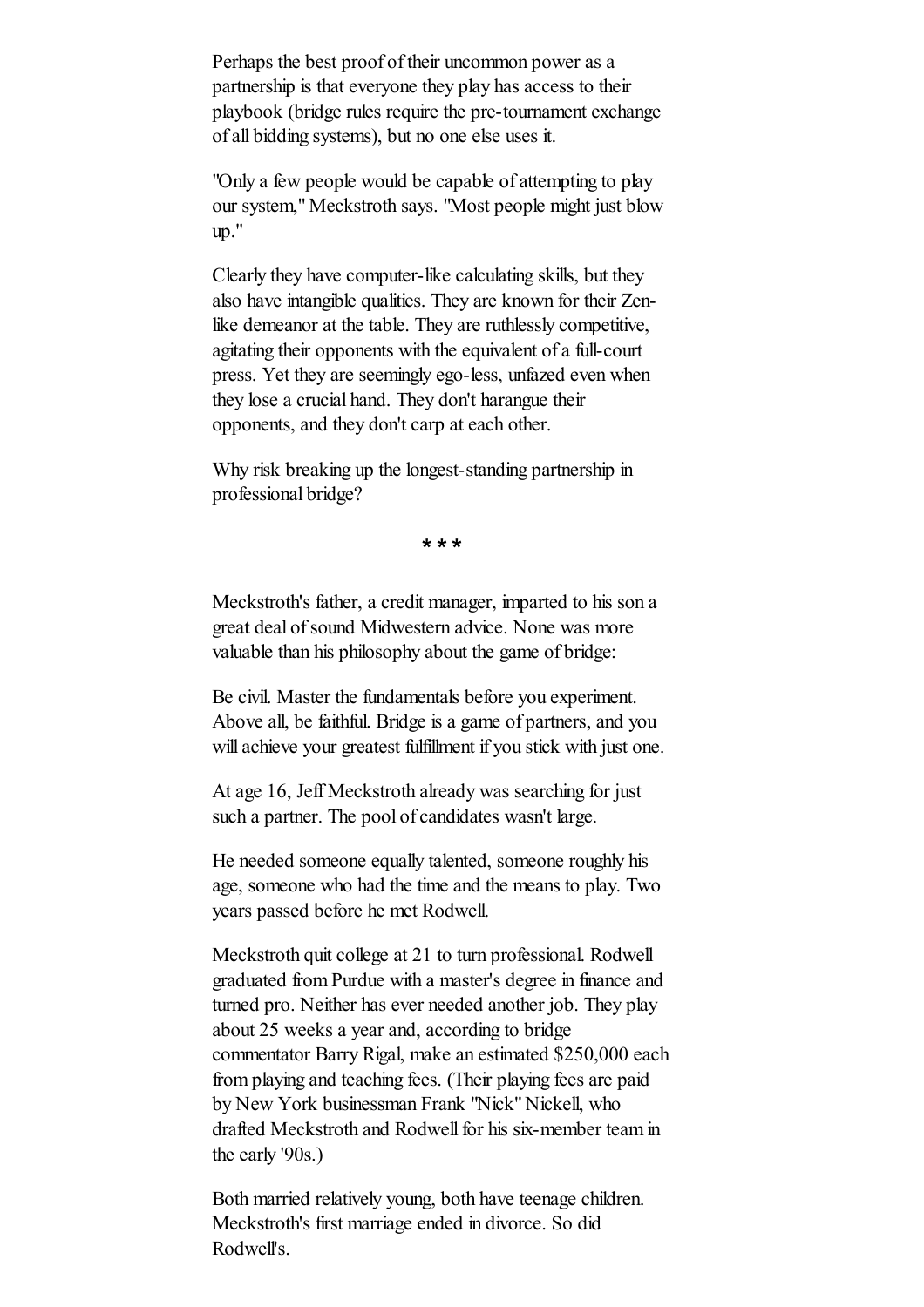Perhaps the best proof of their uncommon power as a partnership is that everyone they play has access to their playbook (bridge rules require the pre-tournament exchange of all bidding systems), but no one else uses it.

"Only a few people would be capable of attempting to play our system," Meckstroth says. "Most people might just blow up."

Clearly they have computer-like calculating skills, but they also have intangible qualities. They are known for their Zen-like demeanor at the table. They are ruthlessly competitive, agitating their opponents with the equivalent of a full-court press. Yet they are seemingly ego-less, unfazed even when they lose a crucial hand. They don't harangue their opponents, and they don't carp at each other.

Why risk breaking up the longest-standing partnership in professional bridge?

* * *

Meckstroth's father, a credit manager, imparted to his son a great deal of sound Midwestern advice. None was more valuable than his philosophy about the game of bridge:

Be civil. Master the fundamentals before you experiment. Above all, be faithful. Bridge is a game of partners, and you will achieve your greatest fulfillment if you stick with just one.

At age 16, Jeff Meckstroth already was searching for just such a partner. The pool of candidates wasn't large.

He needed someone equally talented, someone roughly his age, someone who had the time and the means to play. Two years passed before he met Rodwell.

Meckstroth quit college at 21 to turn professional. Rodwell graduated from Purdue with a master's degree in finance and turned pro. Neither has ever needed another job. They play about 25 weeks a year and, according to bridge commentator Barry Rigal, make an estimated $250,000 each from playing and teaching fees. (Their playing fees are paid by New York businessman Frank "Nick" Nickell, who drafted Meckstroth and Rodwell for his six-member team in the early '90s.)

Both married relatively young, both have teenage children. Meckstroth's first marriage ended in divorce. So did Rodwell's.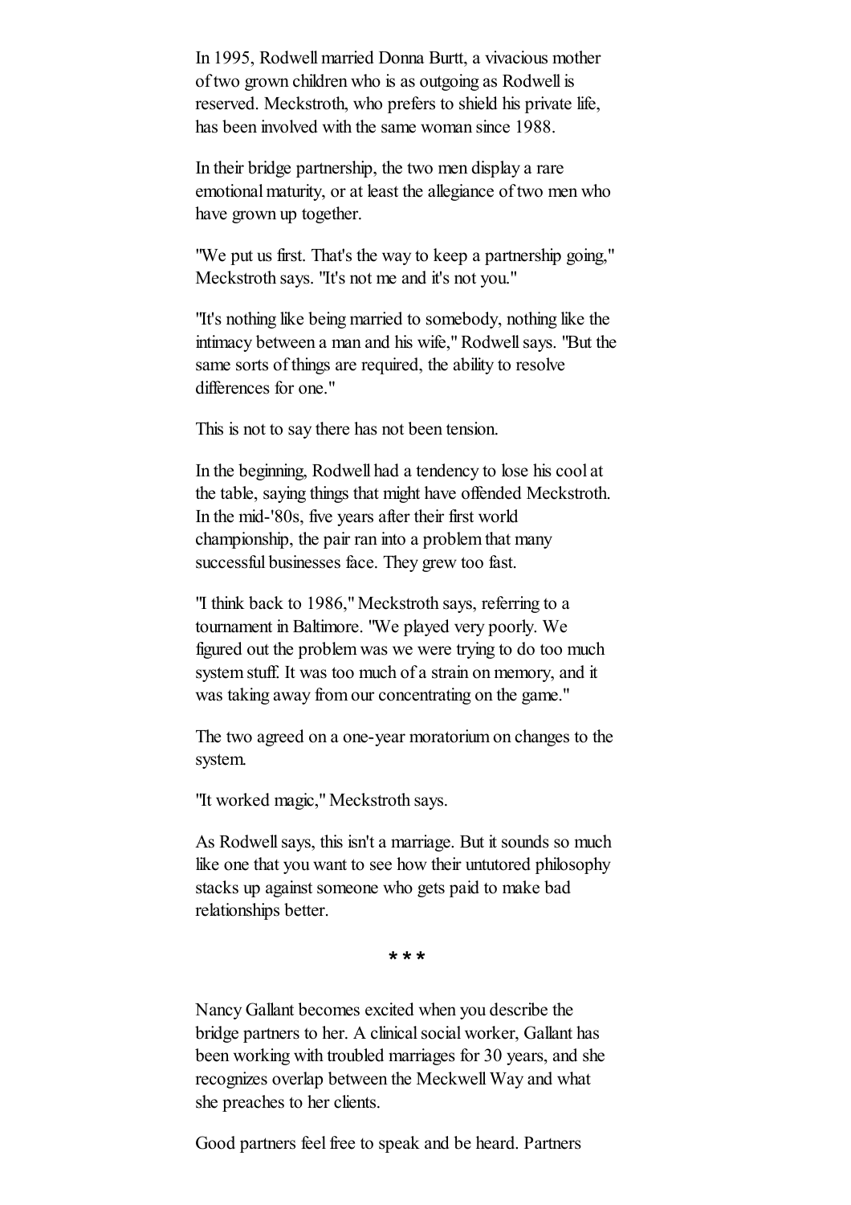In 1995, Rodwell married Donna Burtt, a vivacious mother of two grown children who is as outgoing as Rodwell is reserved. Meckstroth, who prefers to shield his private life, has been involved with the same woman since 1988.

In their bridge partnership, the two men display a rare emotional maturity, or at least the allegiance of two men who have grown up together.

"We put us first. That's the way to keep a partnership going," Meckstroth says. "It's not me and it's not you."

"It's nothing like being married to somebody, nothing like the intimacy between a man and his wife," Rodwell says. "But the same sorts of things are required, the ability to resolve differences for one."

This is not to say there has not been tension.

In the beginning, Rodwell had a tendency to lose his cool at the table, saying things that might have offended Meckstroth. In the mid-'80s, five years after their first world championship, the pair ran into a problem that many successful businesses face. They grew too fast.

"I think back to 1986," Meckstroth says, referring to a tournament in Baltimore. "We played very poorly. We figured out the problem was we were trying to do too much system stuff. It was too much of a strain on memory, and it was taking away from our concentrating on the game."

The two agreed on a one-year moratorium on changes to the system.

"It worked magic," Meckstroth says.

As Rodwell says, this isn't a marriage. But it sounds so much like one that you want to see how their untutored philosophy stacks up against someone who gets paid to make bad relationships better.

* * *

Nancy Gallant becomes excited when you describe the bridge partners to her. A clinical social worker, Gallant has been working with troubled marriages for 30 years, and she recognizes overlap between the Meckwell Way and what she preaches to her clients.

Good partners feel free to speak and be heard. Partners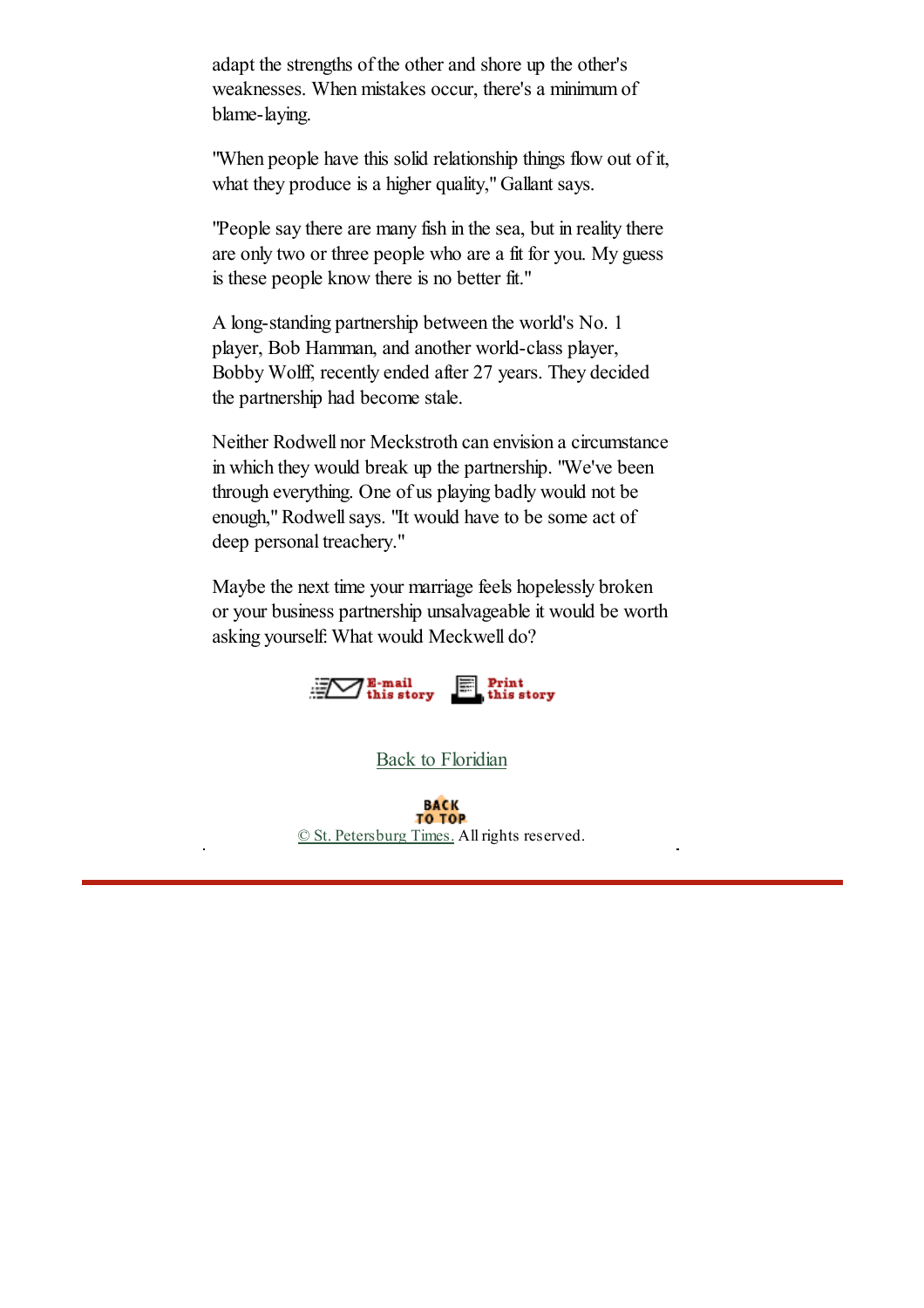adapt the strengths of the other and shore up the other's weaknesses. When mistakes occur, there's a minimum of blame-laying.

"When people have this solid relationship things flow out of it, what they produce is a higher quality," Gallant says.

"People say there are many fish in the sea, but in reality there are only two or three people who are a fit for you. My guess is these people know there is no better fit."

A long-standing partnership between the world's No. 1 player, Bob Hamman, and another world-class player, Bobby Wolff, recently ended after 27 years. They decided the partnership had become stale.

Neither Rodwell nor Meckstroth can envision a circumstance in which they would break up the partnership. "We've been through everything. One of us playing badly would not be enough," Rodwell says. "It would have to be some act of deep personal treachery."

Maybe the next time your marriage feels hopelessly broken or your business partnership unsalvageable it would be worth asking yourself: What would Meckwell do?

E-mail this story | Print this story

Back to Floridian

BACK TO TOP

© St. Petersburg Times. All rights reserved.